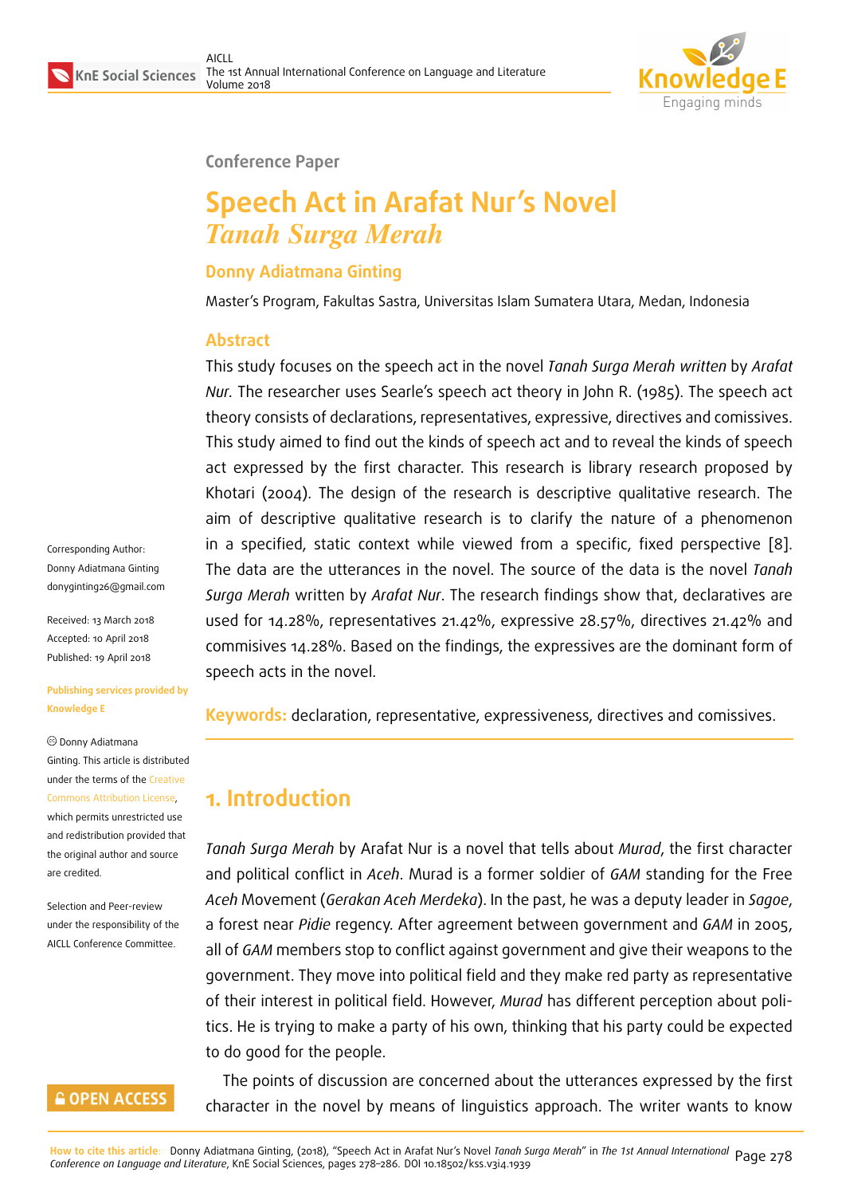Conference Paper

# Speech Act in Arafat Nur's Novel *Tanah Surga Merah*

**Donny Adiatmana Ginting**

Master's Program, Fakultas Sastra, Universitas Islam Sumatera Utara, Medan, Indonesia

## Abstract

This study focuses on the speech act in the novel *Tanah Surga Merah written* by *Arafat Nur.* The researcher uses Searle's speech act theory in John R. (1985). The speech act theory consists of declarations, representatives, expressive, directives and comissives. This study aimed to find out the kinds of speech act and to reveal the kinds of speech act expressed by the first character. This research is library research proposed by Khotari (2004). The design of the research is descriptive qualitative research. The aim of descriptive qualitative research is to clarify the nature of a phenomenon in a specified, static context while viewed from a specific, fixed perspective [8]. The data are the utterances in the novel. The source of the data is the novel *Tanah Surga Merah* written by *Arafat Nur*. The research findings show that, declaratives are used for 14.28%, representatives 21.42%, expressive 28.57%, directives 21.42% and commisives 14.28%. Based on the findings, the expressives are the dominant form of speech acts in the novel.

**Keywords:** declaration, representative, expressiveness, directives and comissives.

Corresponding Author:
Donny Adiatmana Ginting
donyginting26@gmail.com

Received: 13 March 2018
Accepted: 10 April 2018
Published: 19 April 2018

**Publishing services provided by Knowledge E**

© Donny Adiatmana Ginting. This article is distributed under the terms of the Creative Commons Attribution License, which permits unrestricted use and redistribution provided that the original author and source are credited.

Selection and Peer-review under the responsibility of the AICLL Conference Committee.

## 1. Introduction

*Tanah Surga Merah* by Arafat Nur is a novel that tells about *Murad*, the first character and political conflict in *Aceh*. Murad is a former soldier of *GAM* standing for the Free *Aceh* Movement (*Gerakan Aceh Merdeka*). In the past, he was a deputy leader in *Sagoe*, a forest near *Pidie* regency. After agreement between government and *GAM* in 2005, all of *GAM* members stop to conflict against government and give their weapons to the government. They move into political field and they make red party as representative of their interest in political field. However, *Murad* has different perception about politics. He is trying to make a party of his own, thinking that his party could be expected to do good for the people.

The points of discussion are concerned about the utterances expressed by the first character in the novel by means of linguistics approach. The writer wants to know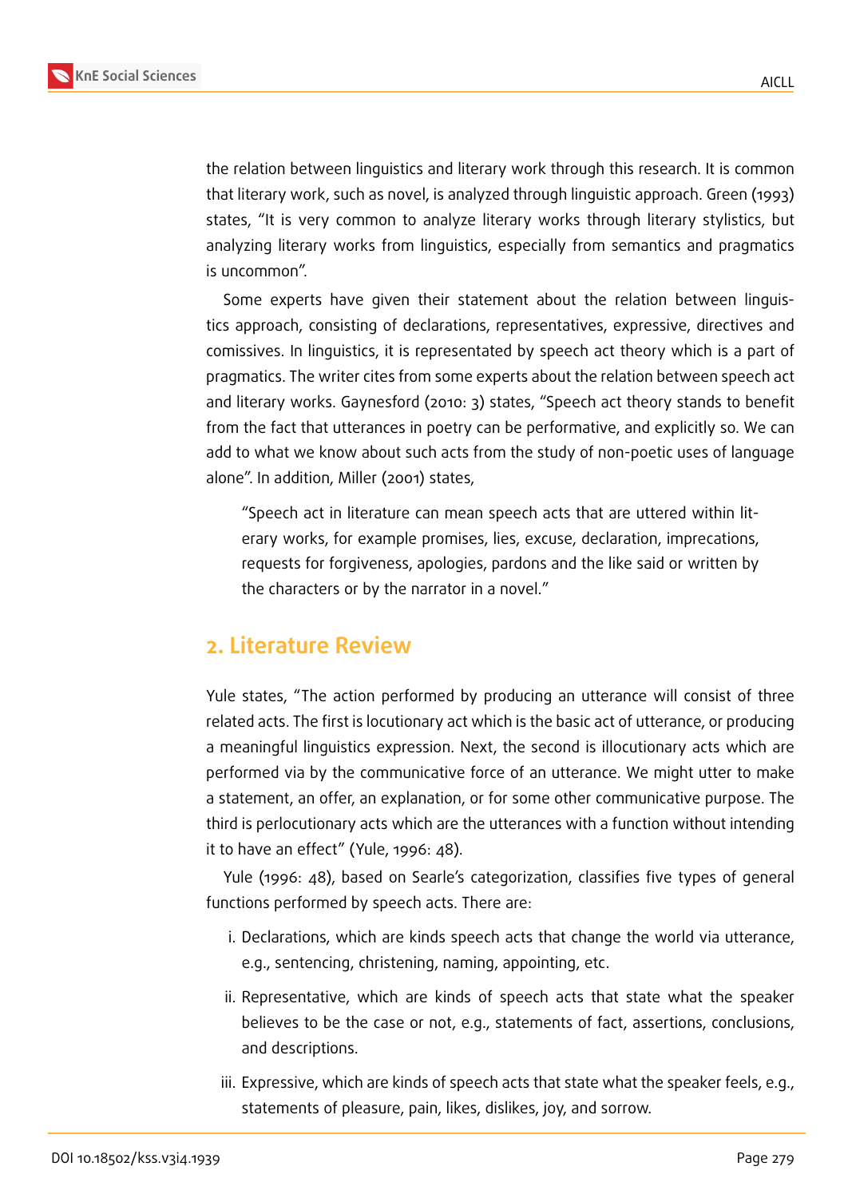the relation between linguistics and literary work through this research. It is common that literary work, such as novel, is analyzed through linguistic approach. Green (1993) states, "It is very common to analyze literary works through literary stylistics, but analyzing literary works from linguistics, especially from semantics and pragmatics is uncommon".

Some experts have given their statement about the relation between linguistics approach, consisting of declarations, representatives, expressive, directives and comissives. In linguistics, it is representated by speech act theory which is a part of pragmatics. The writer cites from some experts about the relation between speech act and literary works. Gaynesford (2010: 3) states, "Speech act theory stands to benefit from the fact that utterances in poetry can be performative, and explicitly so. We can add to what we know about such acts from the study of non-poetic uses of language alone". In addition, Miller (2001) states,

> "Speech act in literature can mean speech acts that are uttered within literary works, for example promises, lies, excuse, declaration, imprecations, requests for forgiveness, apologies, pardons and the like said or written by the characters or by the narrator in a novel."

## 2. Literature Review

Yule states, "The action performed by producing an utterance will consist of three related acts. The first is locutionary act which is the basic act of utterance, or producing a meaningful linguistics expression. Next, the second is illocutionary acts which are performed via by the communicative force of an utterance. We might utter to make a statement, an offer, an explanation, or for some other communicative purpose. The third is perlocutionary acts which are the utterances with a function without intending it to have an effect" (Yule, 1996: 48).

Yule (1996: 48), based on Searle's categorization, classifies five types of general functions performed by speech acts. There are:

i. Declarations, which are kinds speech acts that change the world via utterance, e.g., sentencing, christening, naming, appointing, etc.

ii. Representative, which are kinds of speech acts that state what the speaker believes to be the case or not, e.g., statements of fact, assertions, conclusions, and descriptions.

iii. Expressive, which are kinds of speech acts that state what the speaker feels, e.g., statements of pleasure, pain, likes, dislikes, joy, and sorrow.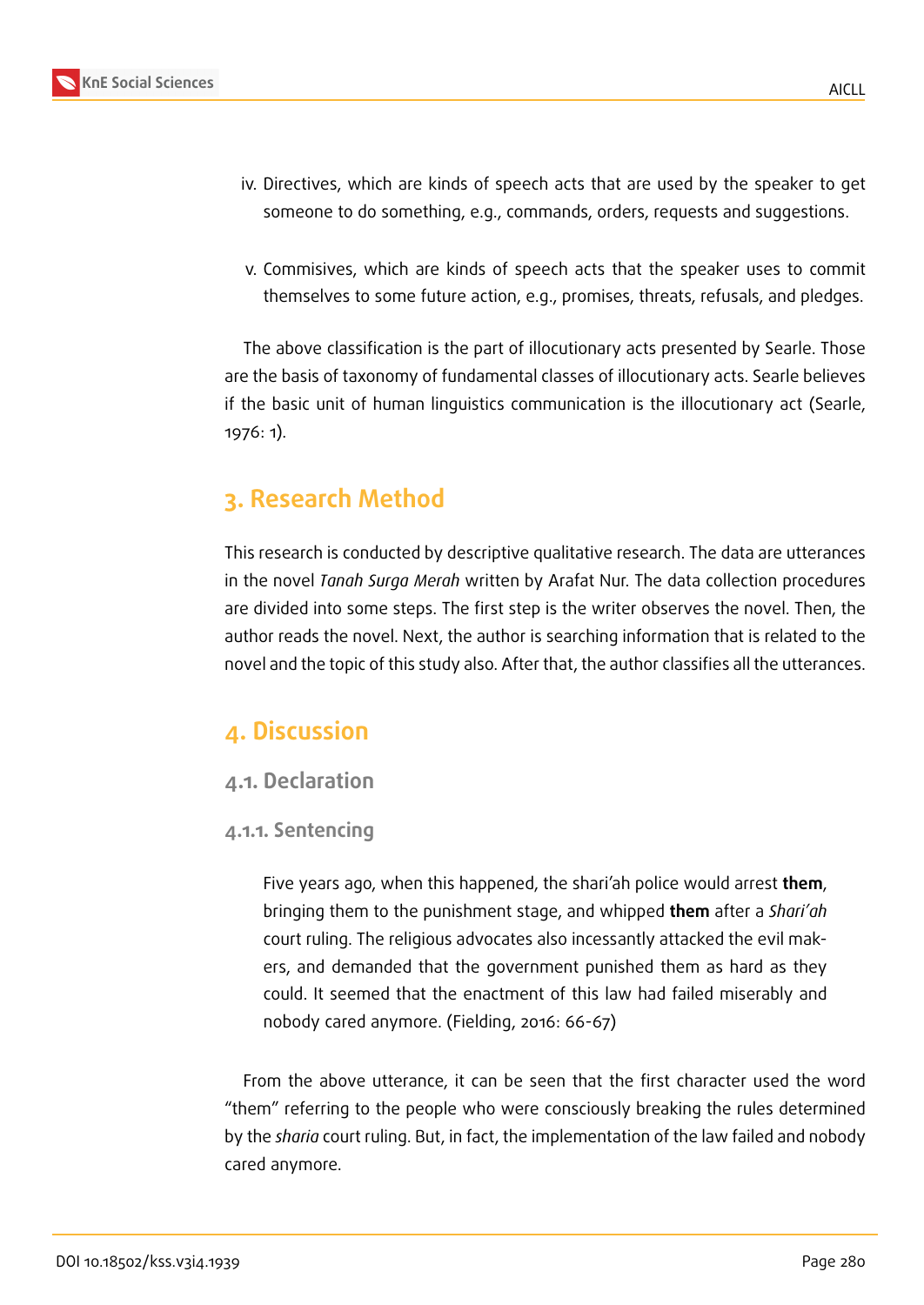iv. Directives, which are kinds of speech acts that are used by the speaker to get someone to do something, e.g., commands, orders, requests and suggestions.

v. Commisives, which are kinds of speech acts that the speaker uses to commit themselves to some future action, e.g., promises, threats, refusals, and pledges.

The above classification is the part of illocutionary acts presented by Searle. Those are the basis of taxonomy of fundamental classes of illocutionary acts. Searle believes if the basic unit of human linguistics communication is the illocutionary act (Searle, 1976: 1).

## 3. Research Method

This research is conducted by descriptive qualitative research. The data are utterances in the novel *Tanah Surga Merah* written by Arafat Nur. The data collection procedures are divided into some steps. The first step is the writer observes the novel. Then, the author reads the novel. Next, the author is searching information that is related to the novel and the topic of this study also. After that, the author classifies all the utterances.

## 4. Discussion

### 4.1. Declaration

#### 4.1.1. Sentencing

> Five years ago, when this happened, the shari'ah police would arrest **them**, bringing them to the punishment stage, and whipped **them** after a *Shari'ah* court ruling. The religious advocates also incessantly attacked the evil makers, and demanded that the government punished them as hard as they could. It seemed that the enactment of this law had failed miserably and nobody cared anymore. (Fielding, 2016: 66-67)

From the above utterance, it can be seen that the first character used the word "them" referring to the people who were consciously breaking the rules determined by the *sharia* court ruling. But, in fact, the implementation of the law failed and nobody cared anymore.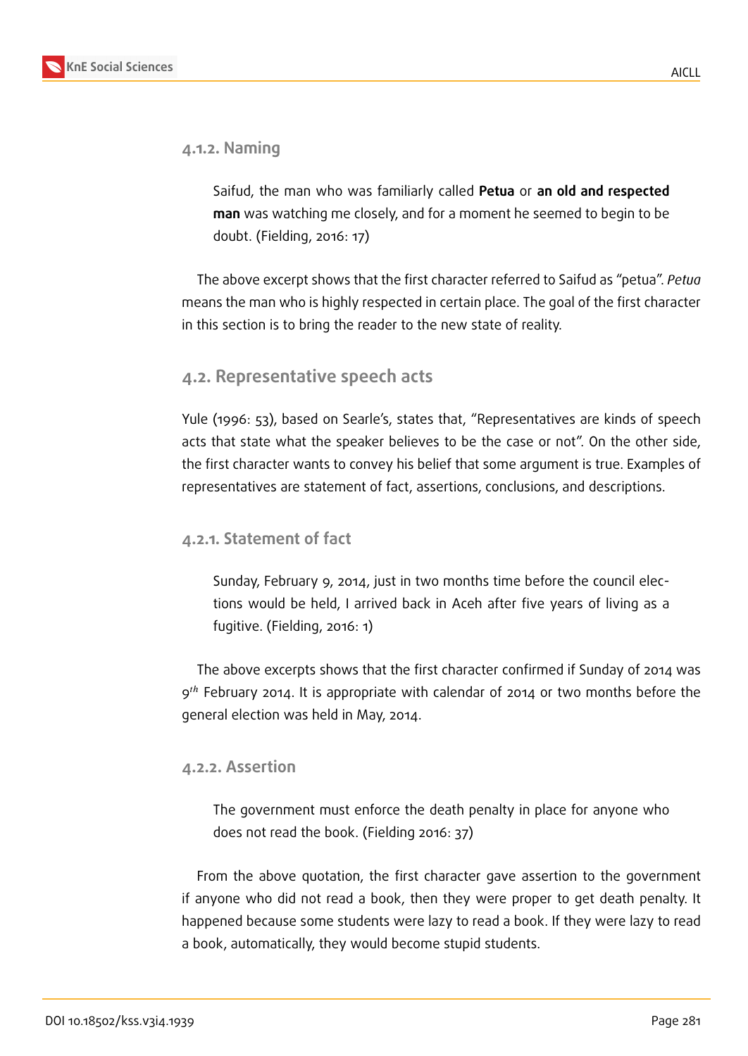#### 4.1.2. Naming

> Saifud, the man who was familiarly called **Petua** or **an old and respected man** was watching me closely, and for a moment he seemed to begin to be doubt. (Fielding, 2016: 17)

The above excerpt shows that the first character referred to Saifud as "petua". *Petua* means the man who is highly respected in certain place. The goal of the first character in this section is to bring the reader to the new state of reality.

### 4.2. Representative speech acts

Yule (1996: 53), based on Searle's, states that, "Representatives are kinds of speech acts that state what the speaker believes to be the case or not". On the other side, the first character wants to convey his belief that some argument is true. Examples of representatives are statement of fact, assertions, conclusions, and descriptions.

#### 4.2.1. Statement of fact

> Sunday, February 9, 2014, just in two months time before the council elections would be held, I arrived back in Aceh after five years of living as a fugitive. (Fielding, 2016: 1)

The above excerpts shows that the first character confirmed if Sunday of 2014 was $9^{th}$ February 2014. It is appropriate with calendar of 2014 or two months before the general election was held in May, 2014.

#### 4.2.2. Assertion

> The government must enforce the death penalty in place for anyone who does not read the book. (Fielding 2016: 37)

From the above quotation, the first character gave assertion to the government if anyone who did not read a book, then they were proper to get death penalty. It happened because some students were lazy to read a book. If they were lazy to read a book, automatically, they would become stupid students.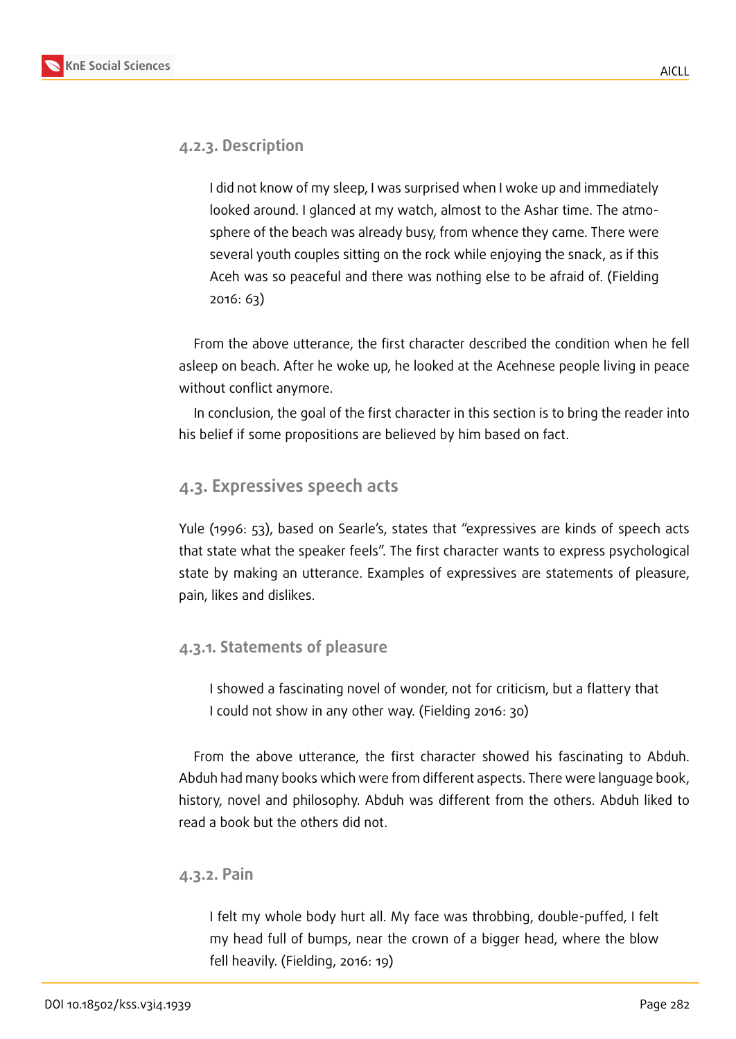#### 4.2.3. Description

> I did not know of my sleep, I was surprised when I woke up and immediately looked around. I glanced at my watch, almost to the Ashar time. The atmosphere of the beach was already busy, from whence they came. There were several youth couples sitting on the rock while enjoying the snack, as if this Aceh was so peaceful and there was nothing else to be afraid of. (Fielding 2016: 63)

From the above utterance, the first character described the condition when he fell asleep on beach. After he woke up, he looked at the Acehnese people living in peace without conflict anymore.

In conclusion, the goal of the first character in this section is to bring the reader into his belief if some propositions are believed by him based on fact.

### 4.3. Expressives speech acts

Yule (1996: 53), based on Searle's, states that "expressives are kinds of speech acts that state what the speaker feels". The first character wants to express psychological state by making an utterance. Examples of expressives are statements of pleasure, pain, likes and dislikes.

#### 4.3.1. Statements of pleasure

> I showed a fascinating novel of wonder, not for criticism, but a flattery that I could not show in any other way. (Fielding 2016: 30)

From the above utterance, the first character showed his fascinating to Abduh. Abduh had many books which were from different aspects. There were language book, history, novel and philosophy. Abduh was different from the others. Abduh liked to read a book but the others did not.

#### 4.3.2. Pain

> I felt my whole body hurt all. My face was throbbing, double-puffed, I felt my head full of bumps, near the crown of a bigger head, where the blow fell heavily. (Fielding, 2016: 19)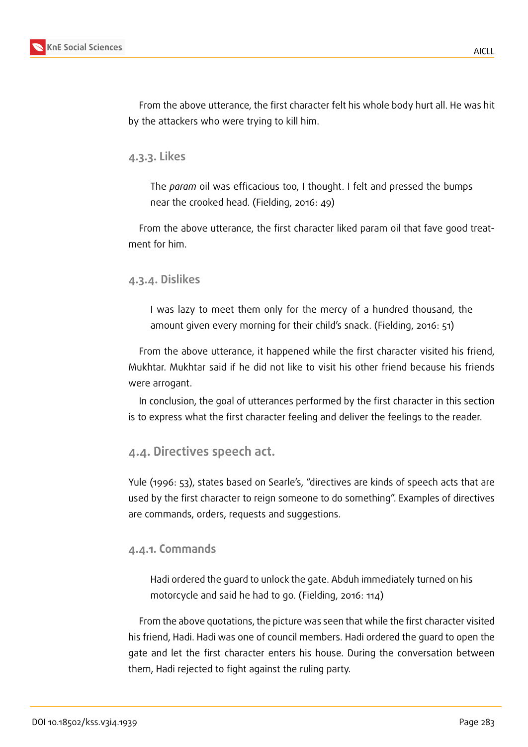From the above utterance, the first character felt his whole body hurt all. He was hit by the attackers who were trying to kill him.

#### 4.3.3. Likes

> The *param* oil was efficacious too, I thought. I felt and pressed the bumps near the crooked head. (Fielding, 2016: 49)

From the above utterance, the first character liked param oil that fave good treatment for him.

#### 4.3.4. Dislikes

> I was lazy to meet them only for the mercy of a hundred thousand, the amount given every morning for their child's snack. (Fielding, 2016: 51)

From the above utterance, it happened while the first character visited his friend, Mukhtar. Mukhtar said if he did not like to visit his other friend because his friends were arrogant.

In conclusion, the goal of utterances performed by the first character in this section is to express what the first character feeling and deliver the feelings to the reader.

### 4.4. Directives speech act.

Yule (1996: 53), states based on Searle's, "directives are kinds of speech acts that are used by the first character to reign someone to do something". Examples of directives are commands, orders, requests and suggestions.

#### 4.4.1. Commands

> Hadi ordered the guard to unlock the gate. Abduh immediately turned on his motorcycle and said he had to go. (Fielding, 2016: 114)

From the above quotations, the picture was seen that while the first character visited his friend, Hadi. Hadi was one of council members. Hadi ordered the guard to open the gate and let the first character enters his house. During the conversation between them, Hadi rejected to fight against the ruling party.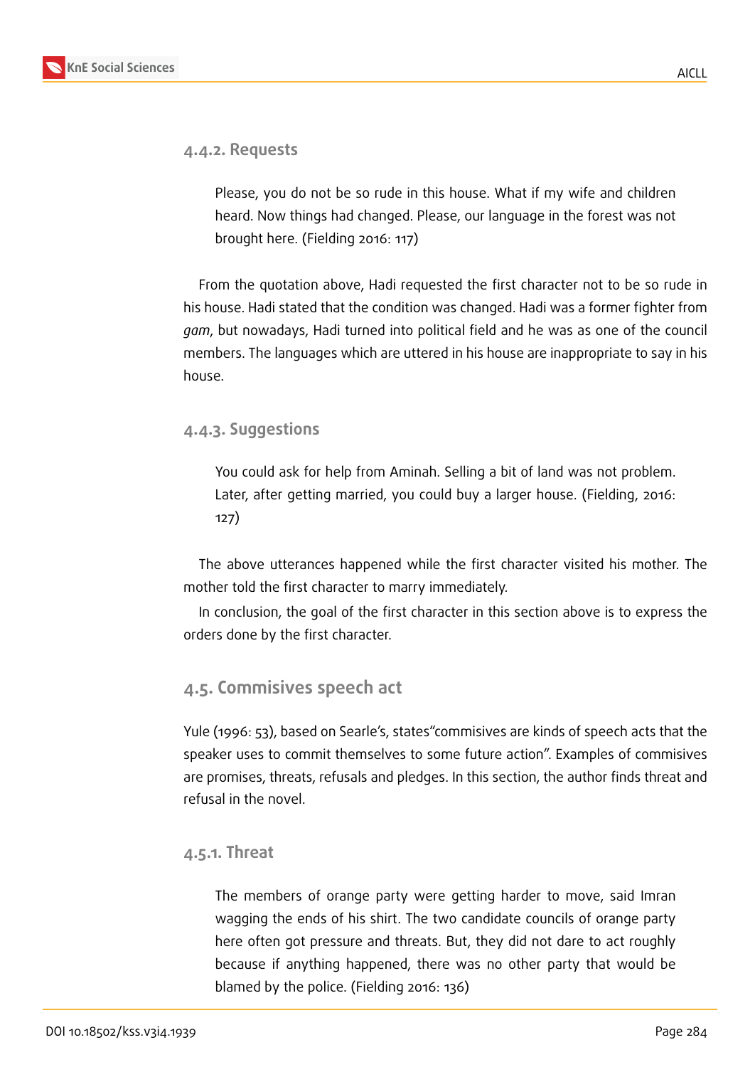#### 4.4.2. Requests

> Please, you do not be so rude in this house. What if my wife and children heard. Now things had changed. Please, our language in the forest was not brought here. (Fielding 2016: 117)

From the quotation above, Hadi requested the first character not to be so rude in his house. Hadi stated that the condition was changed. Hadi was a former fighter from *gam*, but nowadays, Hadi turned into political field and he was as one of the council members. The languages which are uttered in his house are inappropriate to say in his house.

#### 4.4.3. Suggestions

> You could ask for help from Aminah. Selling a bit of land was not problem. Later, after getting married, you could buy a larger house. (Fielding, 2016: 127)

The above utterances happened while the first character visited his mother. The mother told the first character to marry immediately.

In conclusion, the goal of the first character in this section above is to express the orders done by the first character.

### 4.5. Commisives speech act

Yule (1996: 53), based on Searle's, states"commisives are kinds of speech acts that the speaker uses to commit themselves to some future action". Examples of commisives are promises, threats, refusals and pledges. In this section, the author finds threat and refusal in the novel.

#### 4.5.1. Threat

> The members of orange party were getting harder to move, said Imran wagging the ends of his shirt. The two candidate councils of orange party here often got pressure and threats. But, they did not dare to act roughly because if anything happened, there was no other party that would be blamed by the police. (Fielding 2016: 136)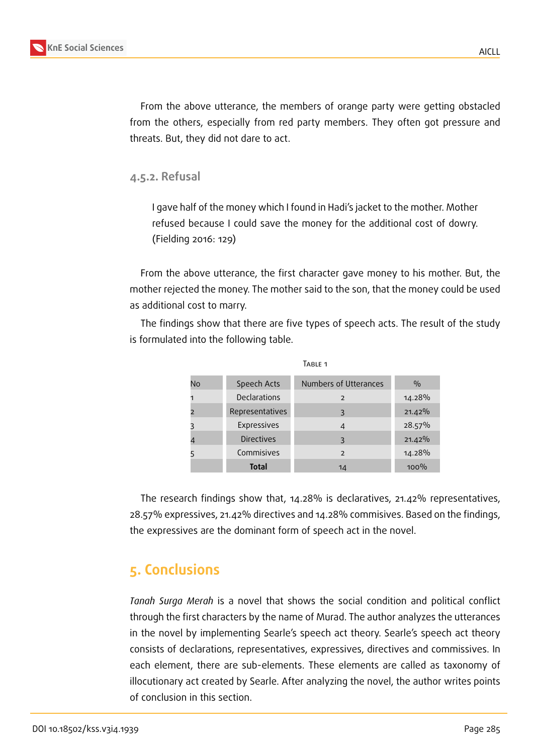From the above utterance, the members of orange party were getting obstacled from the others, especially from red party members. They often got pressure and threats. But, they did not dare to act.

### 4.5.2. Refusal

> I gave half of the money which I found in Hadi's jacket to the mother. Mother refused because I could save the money for the additional cost of dowry. (Fielding 2016: 129)

From the above utterance, the first character gave money to his mother. But, the mother rejected the money. The mother said to the son, that the money could be used as additional cost to marry.

The findings show that there are five types of speech acts. The result of the study is formulated into the following table.

Table 1

| No | Speech Acts | Numbers of Utterances | % |
|---|---|---|---|
| 1 | Declarations | 2 | 14.28% |
| 2 | Representatives | 3 | 21.42% |
| 3 | Expressives | 4 | 28.57% |
| 4 | Directives | 3 | 21.42% |
| 5 | Commisives | 2 | 14.28% |
| | **Total** | 14 | 100% |

The research findings show that, 14.28% is declaratives, 21.42% representatives, 28.57% expressives, 21.42% directives and 14.28% commisives. Based on the findings, the expressives are the dominant form of speech act in the novel.

## 5. Conclusions

*Tanah Surga Merah* is a novel that shows the social condition and political conflict through the first characters by the name of Murad. The author analyzes the utterances in the novel by implementing Searle's speech act theory. Searle's speech act theory consists of declarations, representatives, expressives, directives and commissives. In each element, there are sub-elements. These elements are called as taxonomy of illocutionary act created by Searle. After analyzing the novel, the author writes points of conclusion in this section.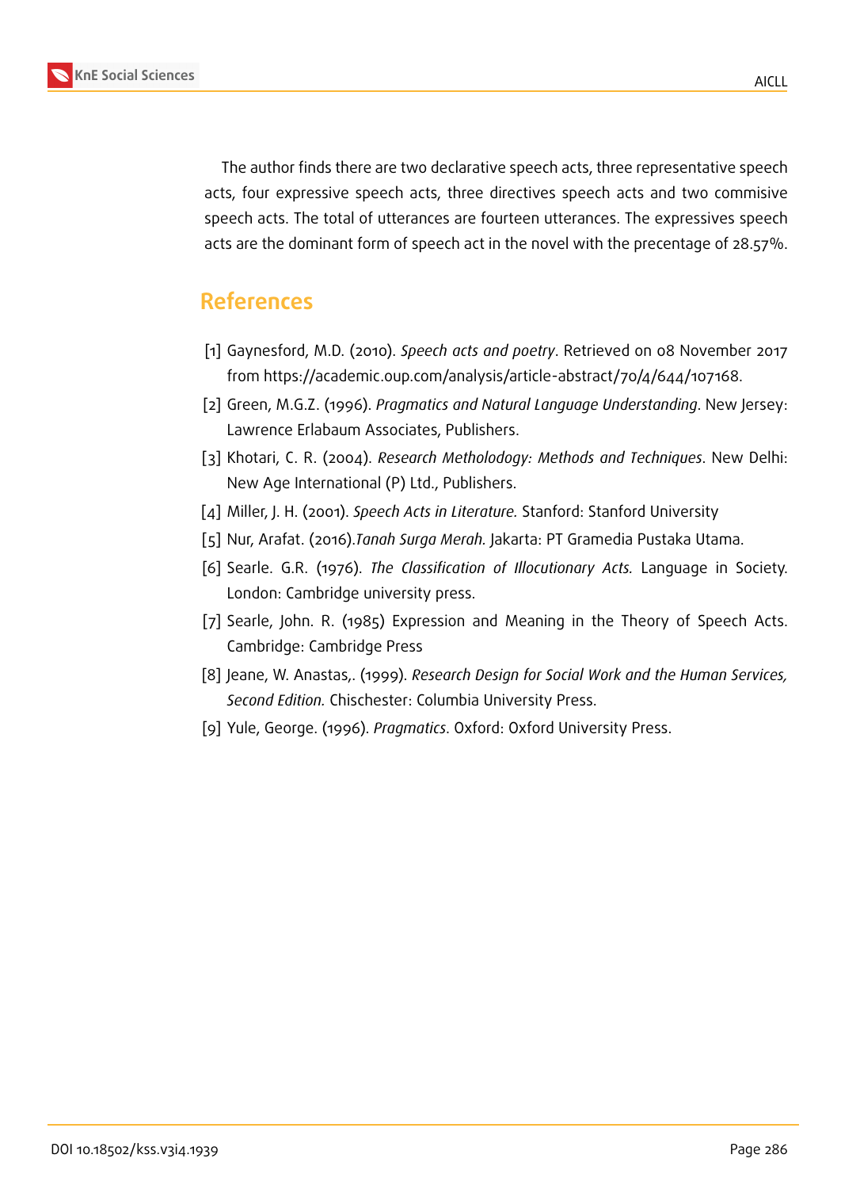The author finds there are two declarative speech acts, three representative speech acts, four expressive speech acts, three directives speech acts and two commisive speech acts. The total of utterances are fourteen utterances. The expressives speech acts are the dominant form of speech act in the novel with the precentage of 28.57%.

## References

[1] Gaynesford, M.D. (2010). *Speech acts and poetry*. Retrieved on 08 November 2017 from https://academic.oup.com/analysis/article-abstract/70/4/644/107168.

[2] Green, M.G.Z. (1996). *Pragmatics and Natural Language Understanding*. New Jersey: Lawrence Erlabaum Associates, Publishers.

[3] Khotari, C. R. (2004). *Research Metholodogy: Methods and Techniques*. New Delhi: New Age International (P) Ltd., Publishers.

[4] Miller, J. H. (2001). *Speech Acts in Literature.* Stanford: Stanford University

[5] Nur, Arafat. (2016).*Tanah Surga Merah.* Jakarta: PT Gramedia Pustaka Utama.

[6] Searle. G.R. (1976). *The Classification of Illocutionary Acts.* Language in Society. London: Cambridge university press.

[7] Searle, John. R. (1985) Expression and Meaning in the Theory of Speech Acts. Cambridge: Cambridge Press

[8] Jeane, W. Anastas,. (1999). *Research Design for Social Work and the Human Services, Second Edition.* Chischester: Columbia University Press.

[9] Yule, George. (1996). *Pragmatics*. Oxford: Oxford University Press.